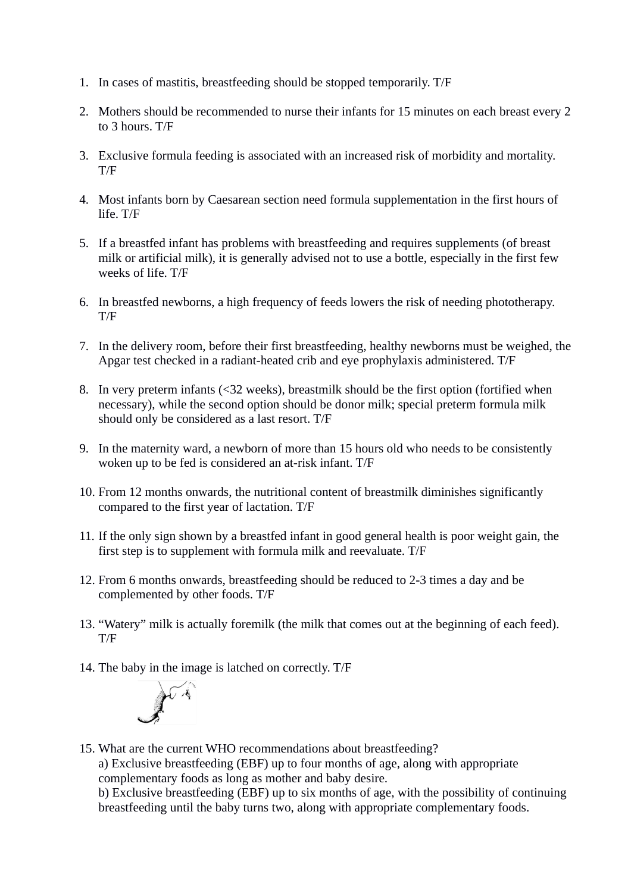1. In cases of mastitis, breastfeeding should be stopped temporarily. T/F

2. Mothers should be recommended to nurse their infants for 15 minutes on each breast every 2 to 3 hours. T/F

3. Exclusive formula feeding is associated with an increased risk of morbidity and mortality. T/F

4. Most infants born by Caesarean section need formula supplementation in the first hours of life. T/F

5. If a breastfed infant has problems with breastfeeding and requires supplements (of breast milk or artificial milk), it is generally advised not to use a bottle, especially in the first few weeks of life. T/F

6. In breastfed newborns, a high frequency of feeds lowers the risk of needing phototherapy. T/F

7. In the delivery room, before their first breastfeeding, healthy newborns must be weighed, the Apgar test checked in a radiant-heated crib and eye prophylaxis administered. T/F

8. In very preterm infants (<32 weeks), breastmilk should be the first option (fortified when necessary), while the second option should be donor milk; special preterm formula milk should only be considered as a last resort. T/F

9. In the maternity ward, a newborn of more than 15 hours old who needs to be consistently woken up to be fed is considered an at-risk infant. T/F

10. From 12 months onwards, the nutritional content of breastmilk diminishes significantly compared to the first year of lactation. T/F

11. If the only sign shown by a breastfed infant in good general health is poor weight gain, the first step is to supplement with formula milk and reevaluate. T/F

12. From 6 months onwards, breastfeeding should be reduced to 2-3 times a day and be complemented by other foods. T/F

13. "Watery" milk is actually foremilk (the milk that comes out at the beginning of each feed). T/F

14. The baby in the image is latched on correctly. T/F

15. What are the current WHO recommendations about breastfeeding?
    a) Exclusive breastfeeding (EBF) up to four months of age, along with appropriate complementary foods as long as mother and baby desire.
    b) Exclusive breastfeeding (EBF) up to six months of age, with the possibility of continuing breastfeeding until the baby turns two, along with appropriate complementary foods.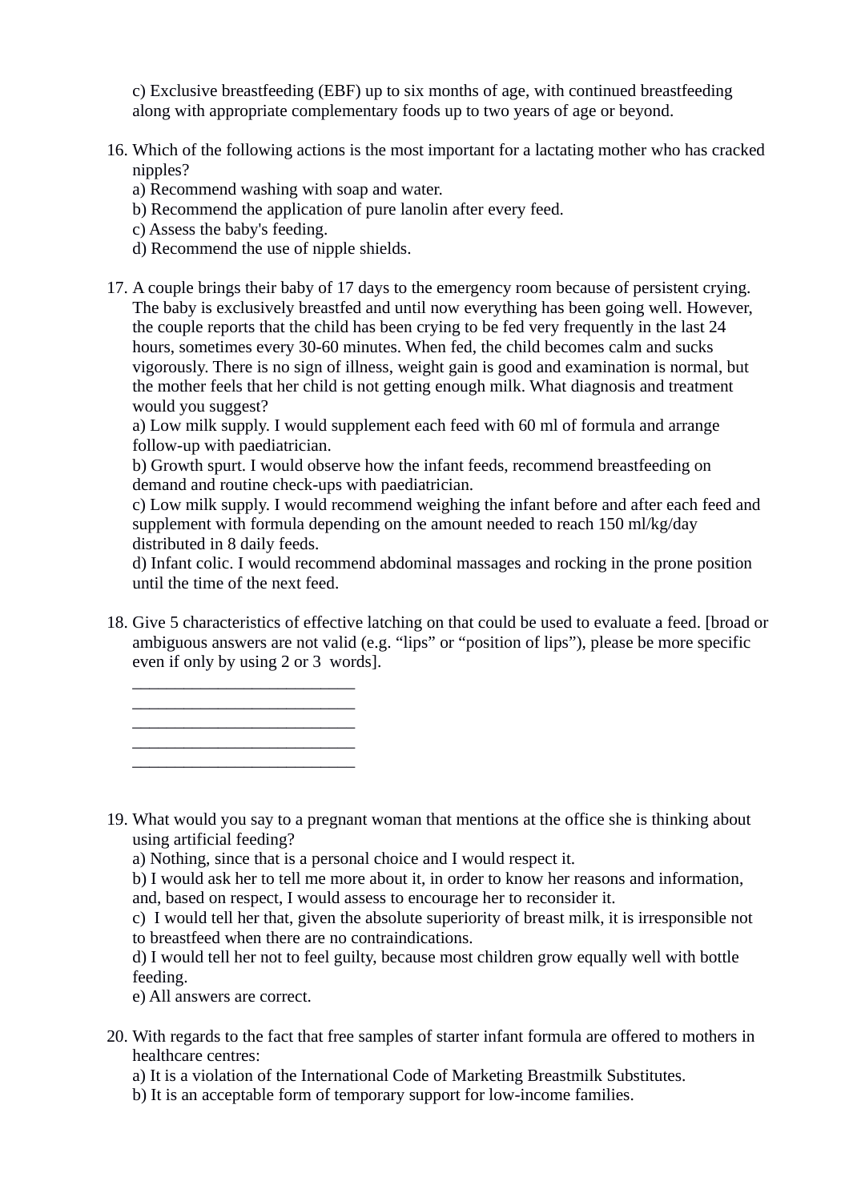c) Exclusive breastfeeding (EBF) up to six months of age, with continued breastfeeding along with appropriate complementary foods up to two years of age or beyond.

16. Which of the following actions is the most important for a lactating mother who has cracked nipples?
    a) Recommend washing with soap and water.
    b) Recommend the application of pure lanolin after every feed.
    c) Assess the baby's feeding.
    d) Recommend the use of nipple shields.

17. A couple brings their baby of 17 days to the emergency room because of persistent crying. The baby is exclusively breastfed and until now everything has been going well. However, the couple reports that the child has been crying to be fed very frequently in the last 24 hours, sometimes every 30-60 minutes. When fed, the child becomes calm and sucks vigorously. There is no sign of illness, weight gain is good and examination is normal, but the mother feels that her child is not getting enough milk. What diagnosis and treatment would you suggest?
    a) Low milk supply. I would supplement each feed with 60 ml of formula and arrange follow-up with paediatrician.
    b) Growth spurt. I would observe how the infant feeds, recommend breastfeeding on demand and routine check-ups with paediatrician.
    c) Low milk supply. I would recommend weighing the infant before and after each feed and supplement with formula depending on the amount needed to reach 150 ml/kg/day distributed in 8 daily feeds.
    d) Infant colic. I would recommend abdominal massages and rocking in the prone position until the time of the next feed.

18. Give 5 characteristics of effective latching on that could be used to evaluate a feed. [broad or ambiguous answers are not valid (e.g. “lips” or “position of lips”), please be more specific even if only by using 2 or 3 words].
    ___________________________
    ___________________________
    ___________________________
    ___________________________
    ___________________________

19. What would you say to a pregnant woman that mentions at the office she is thinking about using artificial feeding?
    a) Nothing, since that is a personal choice and I would respect it.
    b) I would ask her to tell me more about it, in order to know her reasons and information, and, based on respect, I would assess to encourage her to reconsider it.
    c) I would tell her that, given the absolute superiority of breast milk, it is irresponsible not to breastfeed when there are no contraindications.
    d) I would tell her not to feel guilty, because most children grow equally well with bottle feeding.
    e) All answers are correct.

20. With regards to the fact that free samples of starter infant formula are offered to mothers in healthcare centres:
    a) It is a violation of the International Code of Marketing Breastmilk Substitutes.
    b) It is an acceptable form of temporary support for low-income families.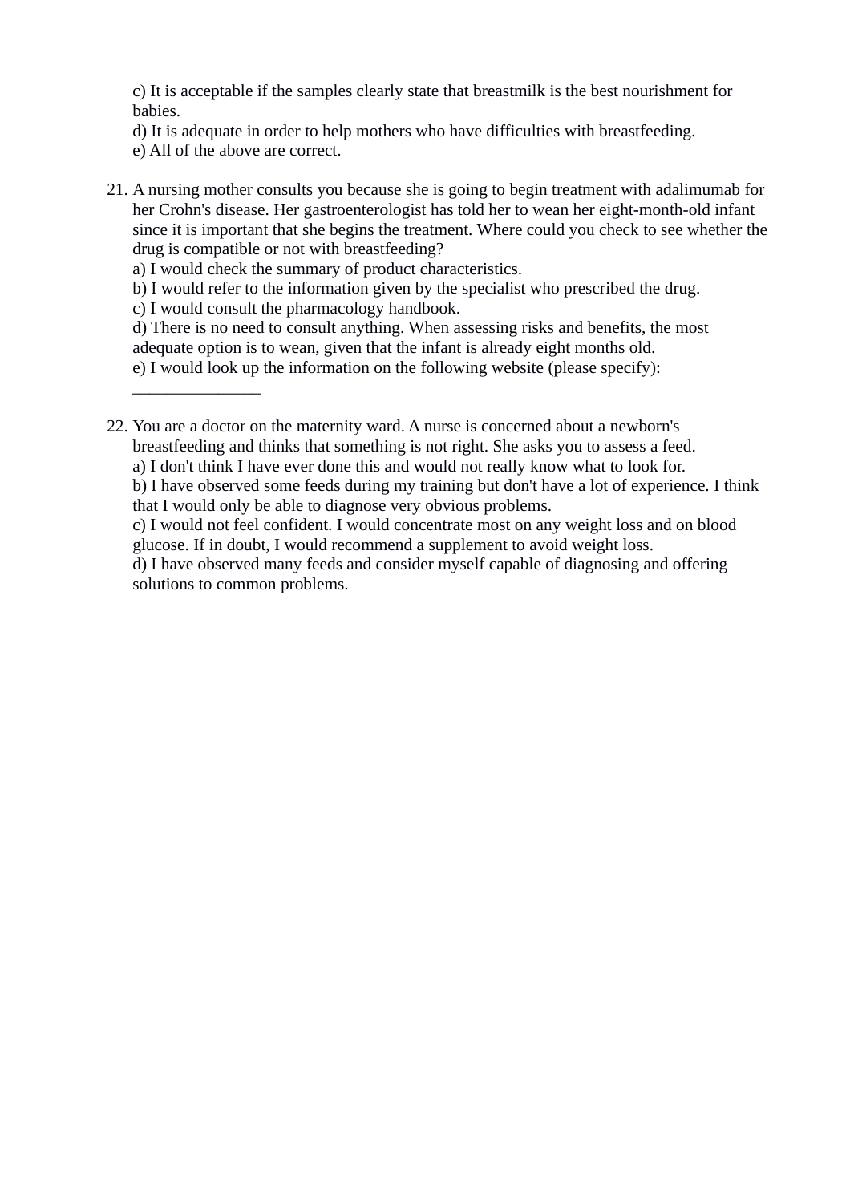c) It is acceptable if the samples clearly state that breastmilk is the best nourishment for babies.
d) It is adequate in order to help mothers who have difficulties with breastfeeding.
e) All of the above are correct.

21. A nursing mother consults you because she is going to begin treatment with adalimumab for her Crohn's disease. Her gastroenterologist has told her to wean her eight-month-old infant since it is important that she begins the treatment. Where could you check to see whether the drug is compatible or not with breastfeeding?
a) I would check the summary of product characteristics.
b) I would refer to the information given by the specialist who prescribed the drug.
c) I would consult the pharmacology handbook.
d) There is no need to consult anything. When assessing risks and benefits, the most adequate option is to wean, given that the infant is already eight months old.
e) I would look up the information on the following website (please specify): _______________

22. You are a doctor on the maternity ward. A nurse is concerned about a newborn's breastfeeding and thinks that something is not right. She asks you to assess a feed.
a) I don't think I have ever done this and would not really know what to look for.
b) I have observed some feeds during my training but don't have a lot of experience. I think that I would only be able to diagnose very obvious problems.
c) I would not feel confident. I would concentrate most on any weight loss and on blood glucose. If in doubt, I would recommend a supplement to avoid weight loss.
d) I have observed many feeds and consider myself capable of diagnosing and offering solutions to common problems.